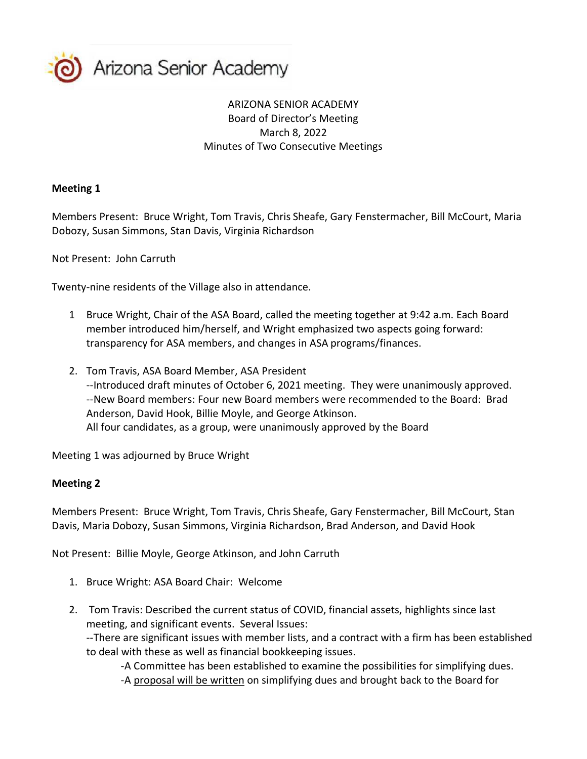Arizona Senior Academy

ARIZONA SENIOR ACADEMY
Board of Director's Meeting
March 8, 2022
Minutes of Two Consecutive Meetings

**Meeting 1**

Members Present: Bruce Wright, Tom Travis, Chris Sheafe, Gary Fenstermacher, Bill McCourt, Maria Dobozy, Susan Simmons, Stan Davis, Virginia Richardson

Not Present: John Carruth

Twenty-nine residents of the Village also in attendance.

1 Bruce Wright, Chair of the ASA Board, called the meeting together at 9:42 a.m. Each Board member introduced him/herself, and Wright emphasized two aspects going forward: transparency for ASA members, and changes in ASA programs/finances.

2. Tom Travis, ASA Board Member, ASA President
--Introduced draft minutes of October 6, 2021 meeting. They were unanimously approved.
--New Board members: Four new Board members were recommended to the Board: Brad Anderson, David Hook, Billie Moyle, and George Atkinson.
All four candidates, as a group, were unanimously approved by the Board

Meeting 1 was adjourned by Bruce Wright

**Meeting 2**

Members Present: Bruce Wright, Tom Travis, Chris Sheafe, Gary Fenstermacher, Bill McCourt, Stan Davis, Maria Dobozy, Susan Simmons, Virginia Richardson, Brad Anderson, and David Hook

Not Present: Billie Moyle, George Atkinson, and John Carruth

1. Bruce Wright: ASA Board Chair: Welcome

2. Tom Travis: Described the current status of COVID, financial assets, highlights since last meeting, and significant events. Several Issues:
--There are significant issues with member lists, and a contract with a firm has been established to deal with these as well as financial bookkeeping issues.
   -A Committee has been established to examine the possibilities for simplifying dues.
   -A proposal will be written on simplifying dues and brought back to the Board for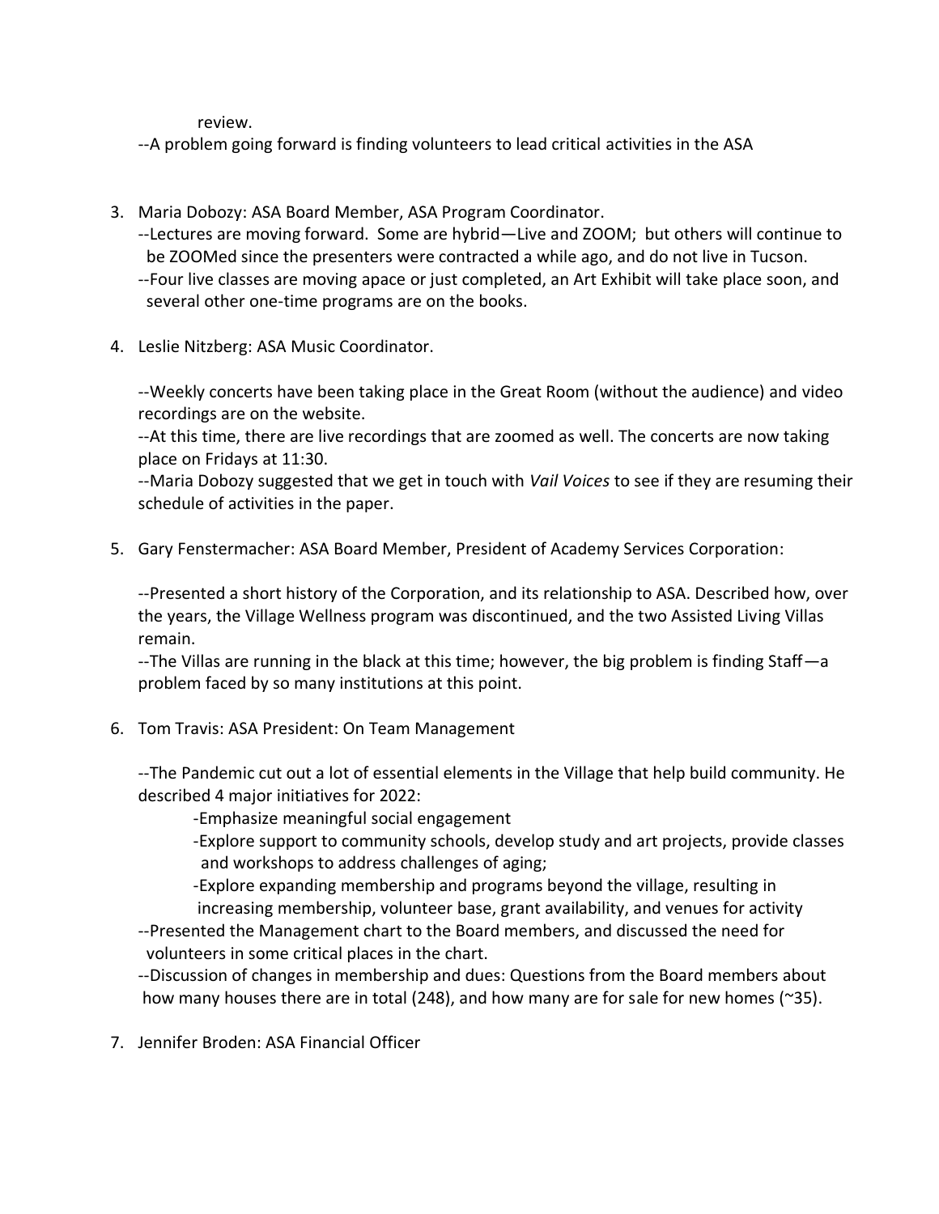review.

--A problem going forward is finding volunteers to lead critical activities in the ASA

3. Maria Dobozy: ASA Board Member, ASA Program Coordinator.
   --Lectures are moving forward. Some are hybrid—Live and ZOOM; but others will continue to be ZOOMed since the presenters were contracted a while ago, and do not live in Tucson.
   --Four live classes are moving apace or just completed, an Art Exhibit will take place soon, and several other one-time programs are on the books.

4. Leslie Nitzberg: ASA Music Coordinator.

   --Weekly concerts have been taking place in the Great Room (without the audience) and video recordings are on the website.
   --At this time, there are live recordings that are zoomed as well. The concerts are now taking place on Fridays at 11:30.
   --Maria Dobozy suggested that we get in touch with *Vail Voices* to see if they are resuming their schedule of activities in the paper.

5. Gary Fenstermacher: ASA Board Member, President of Academy Services Corporation:

   --Presented a short history of the Corporation, and its relationship to ASA. Described how, over the years, the Village Wellness program was discontinued, and the two Assisted Living Villas remain.
   --The Villas are running in the black at this time; however, the big problem is finding Staff—a problem faced by so many institutions at this point.

6. Tom Travis: ASA President: On Team Management

   --The Pandemic cut out a lot of essential elements in the Village that help build community. He described 4 major initiatives for 2022:
      -Emphasize meaningful social engagement
      -Explore support to community schools, develop study and art projects, provide classes and workshops to address challenges of aging;
      -Explore expanding membership and programs beyond the village, resulting in increasing membership, volunteer base, grant availability, and venues for activity
   --Presented the Management chart to the Board members, and discussed the need for volunteers in some critical places in the chart.
   --Discussion of changes in membership and dues: Questions from the Board members about how many houses there are in total (248), and how many are for sale for new homes (~35).

7. Jennifer Broden: ASA Financial Officer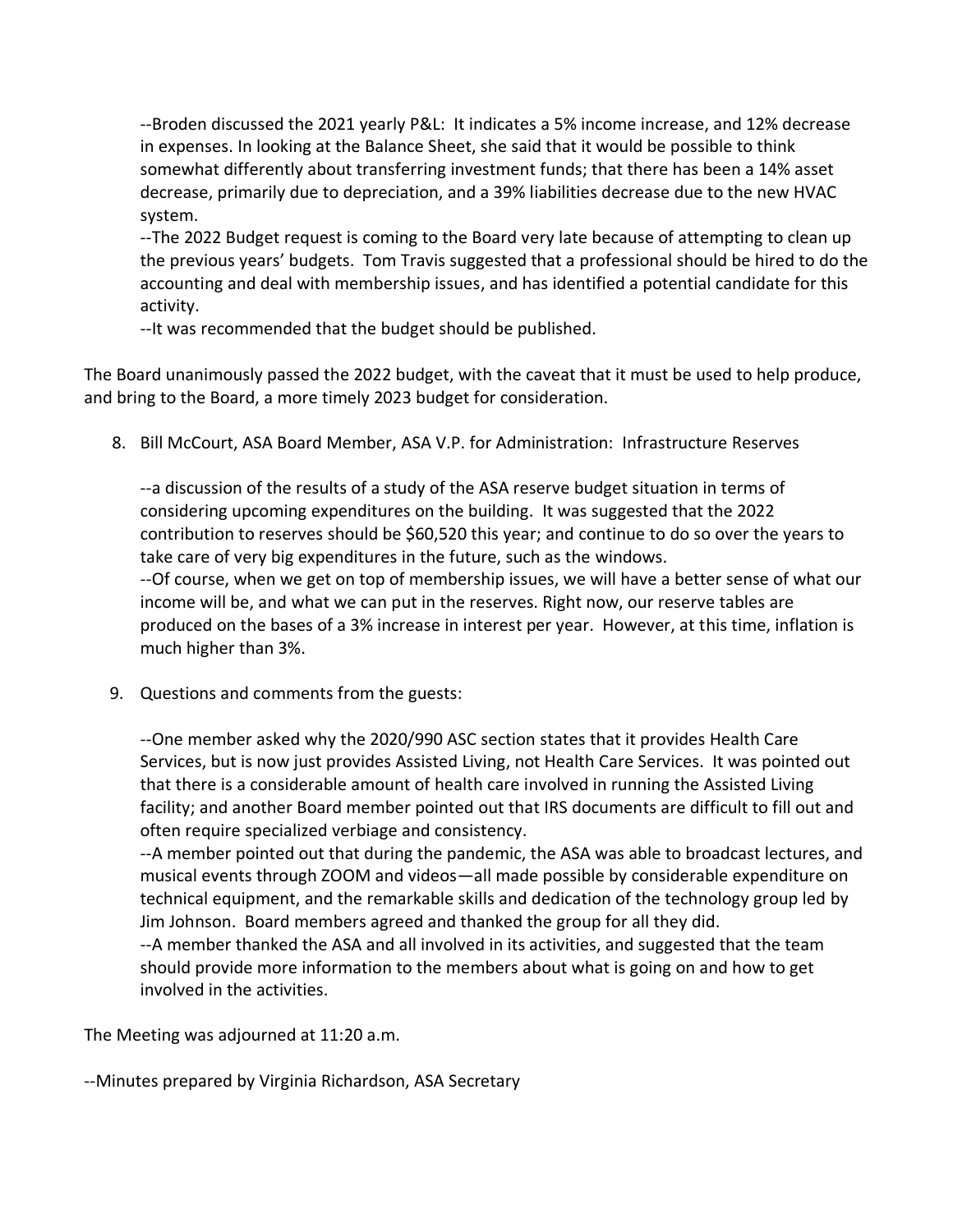--Broden discussed the 2021 yearly P&L: It indicates a 5% income increase, and 12% decrease in expenses. In looking at the Balance Sheet, she said that it would be possible to think somewhat differently about transferring investment funds; that there has been a 14% asset decrease, primarily due to depreciation, and a 39% liabilities decrease due to the new HVAC system.
--The 2022 Budget request is coming to the Board very late because of attempting to clean up the previous years' budgets. Tom Travis suggested that a professional should be hired to do the accounting and deal with membership issues, and has identified a potential candidate for this activity.
--It was recommended that the budget should be published.

The Board unanimously passed the 2022 budget, with the caveat that it must be used to help produce, and bring to the Board, a more timely 2023 budget for consideration.

8. Bill McCourt, ASA Board Member, ASA V.P. for Administration: Infrastructure Reserves

   --a discussion of the results of a study of the ASA reserve budget situation in terms of considering upcoming expenditures on the building. It was suggested that the 2022 contribution to reserves should be $60,520 this year; and continue to do so over the years to take care of very big expenditures in the future, such as the windows.
   --Of course, when we get on top of membership issues, we will have a better sense of what our income will be, and what we can put in the reserves. Right now, our reserve tables are produced on the bases of a 3% increase in interest per year. However, at this time, inflation is much higher than 3%.

9. Questions and comments from the guests:

   --One member asked why the 2020/990 ASC section states that it provides Health Care Services, but is now just provides Assisted Living, not Health Care Services. It was pointed out that there is a considerable amount of health care involved in running the Assisted Living facility; and another Board member pointed out that IRS documents are difficult to fill out and often require specialized verbiage and consistency.
   --A member pointed out that during the pandemic, the ASA was able to broadcast lectures, and musical events through ZOOM and videos—all made possible by considerable expenditure on technical equipment, and the remarkable skills and dedication of the technology group led by Jim Johnson. Board members agreed and thanked the group for all they did.
   --A member thanked the ASA and all involved in its activities, and suggested that the team should provide more information to the members about what is going on and how to get involved in the activities.

The Meeting was adjourned at 11:20 a.m.

--Minutes prepared by Virginia Richardson, ASA Secretary